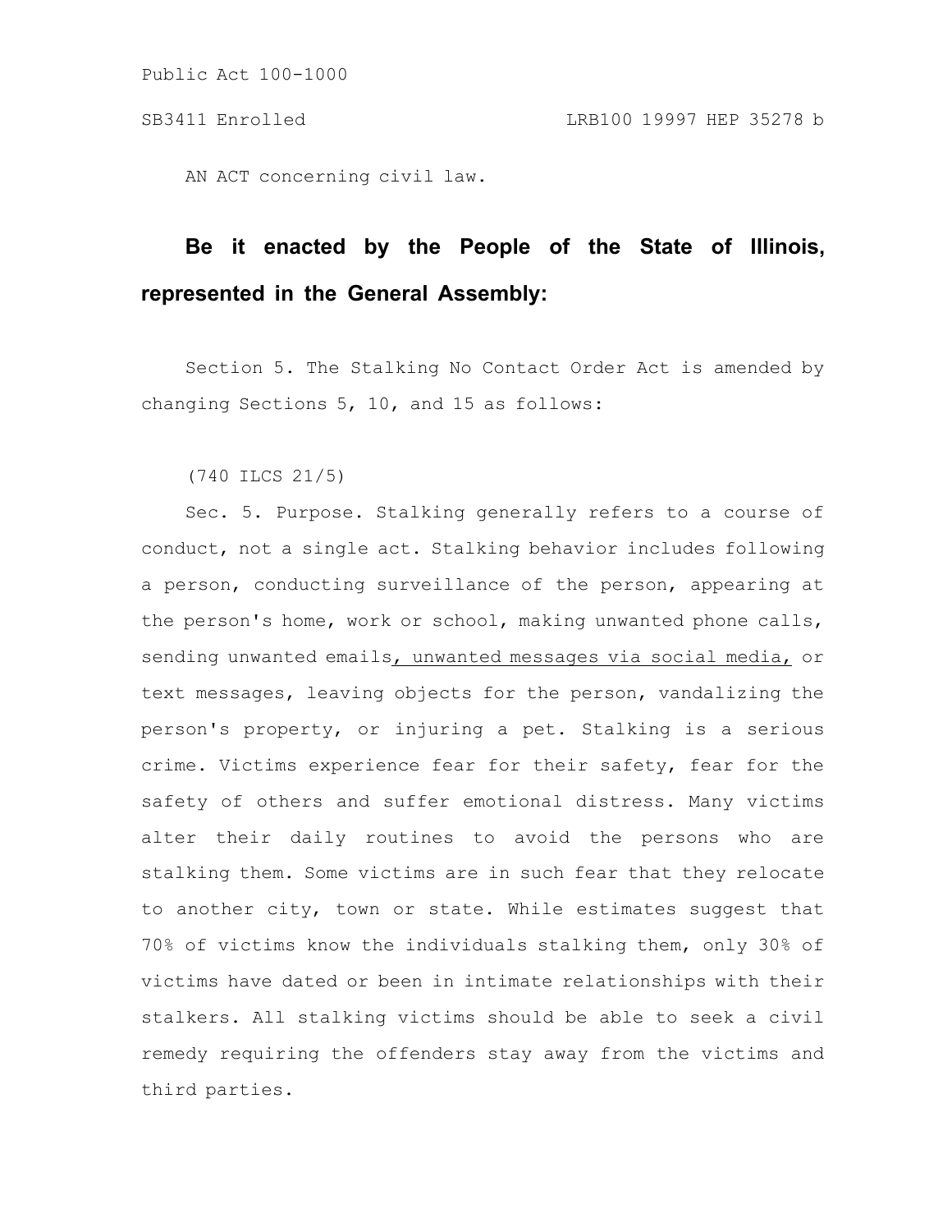Public Act 100-1000

SB3411 Enrolled LRB100 19997 HEP 35278 b

AN ACT concerning civil law.

**Be it enacted by the People of the State of Illinois, represented in the General Assembly:**

Section 5. The Stalking No Contact Order Act is amended by changing Sections 5, 10, and 15 as follows:

(740 ILCS 21/5)

Sec. 5. Purpose. Stalking generally refers to a course of conduct, not a single act. Stalking behavior includes following a person, conducting surveillance of the person, appearing at the person's home, work or school, making unwanted phone calls, sending unwanted emails<u>, unwanted messages via social media,</u> or text messages, leaving objects for the person, vandalizing the person's property, or injuring a pet. Stalking is a serious crime. Victims experience fear for their safety, fear for the safety of others and suffer emotional distress. Many victims alter their daily routines to avoid the persons who are stalking them. Some victims are in such fear that they relocate to another city, town or state. While estimates suggest that 70% of victims know the individuals stalking them, only 30% of victims have dated or been in intimate relationships with their stalkers. All stalking victims should be able to seek a civil remedy requiring the offenders stay away from the victims and third parties.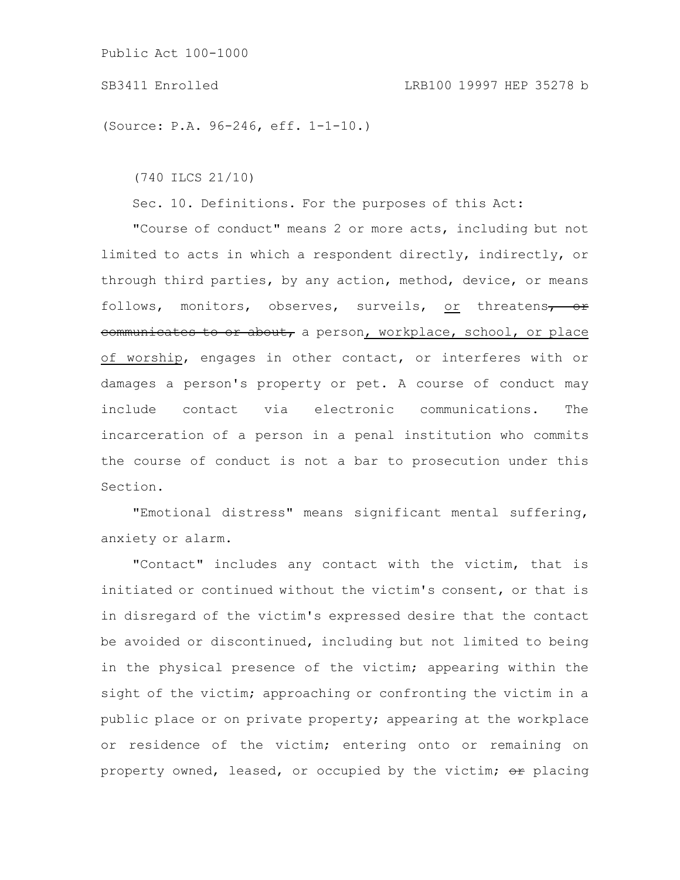(Source: P.A. 96-246, eff. 1-1-10.)

(740 ILCS 21/10)

Sec. 10. Definitions. For the purposes of this Act:

"Course of conduct" means 2 or more acts, including but not limited to acts in which a respondent directly, indirectly, or through third parties, by any action, method, device, or means follows, monitors, observes, surveils, <u>or</u> threatens~~, or communicates to or about,~~ a person<u>, workplace, school, or place of worship</u>, engages in other contact, or interferes with or damages a person's property or pet. A course of conduct may include contact via electronic communications. The incarceration of a person in a penal institution who commits the course of conduct is not a bar to prosecution under this Section.

"Emotional distress" means significant mental suffering, anxiety or alarm.

"Contact" includes any contact with the victim, that is initiated or continued without the victim's consent, or that is in disregard of the victim's expressed desire that the contact be avoided or discontinued, including but not limited to being in the physical presence of the victim; appearing within the sight of the victim; approaching or confronting the victim in a public place or on private property; appearing at the workplace or residence of the victim; entering onto or remaining on property owned, leased, or occupied by the victim; ~~or~~ placing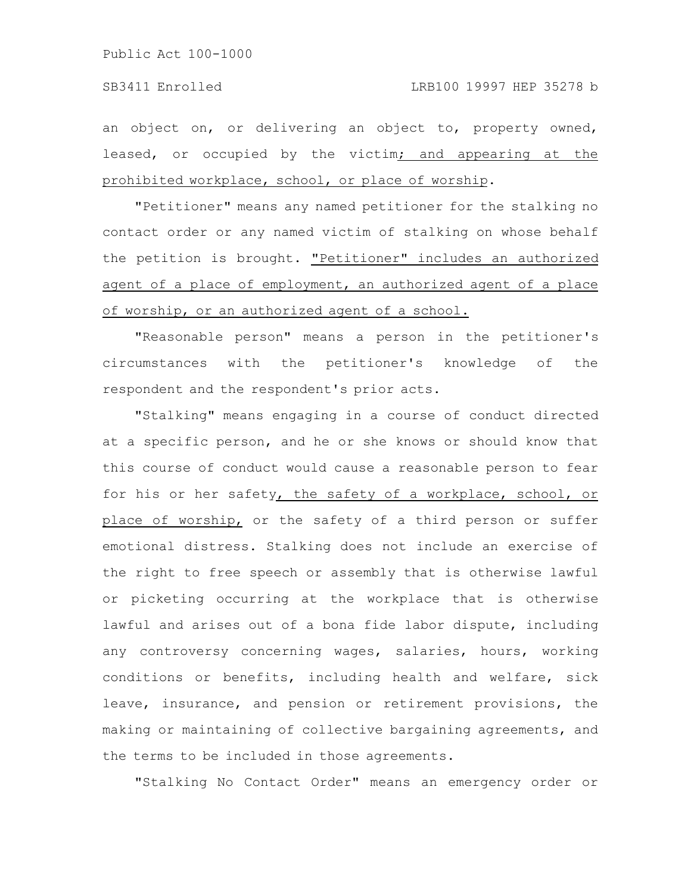an object on, or delivering an object to, property owned, leased, or occupied by the victim; and appearing at the prohibited workplace, school, or place of worship.

"Petitioner" means any named petitioner for the stalking no contact order or any named victim of stalking on whose behalf the petition is brought. "Petitioner" includes an authorized agent of a place of employment, an authorized agent of a place of worship, or an authorized agent of a school.

"Reasonable person" means a person in the petitioner's circumstances with the petitioner's knowledge of the respondent and the respondent's prior acts.

"Stalking" means engaging in a course of conduct directed at a specific person, and he or she knows or should know that this course of conduct would cause a reasonable person to fear for his or her safety, the safety of a workplace, school, or place of worship, or the safety of a third person or suffer emotional distress. Stalking does not include an exercise of the right to free speech or assembly that is otherwise lawful or picketing occurring at the workplace that is otherwise lawful and arises out of a bona fide labor dispute, including any controversy concerning wages, salaries, hours, working conditions or benefits, including health and welfare, sick leave, insurance, and pension or retirement provisions, the making or maintaining of collective bargaining agreements, and the terms to be included in those agreements.

"Stalking No Contact Order" means an emergency order or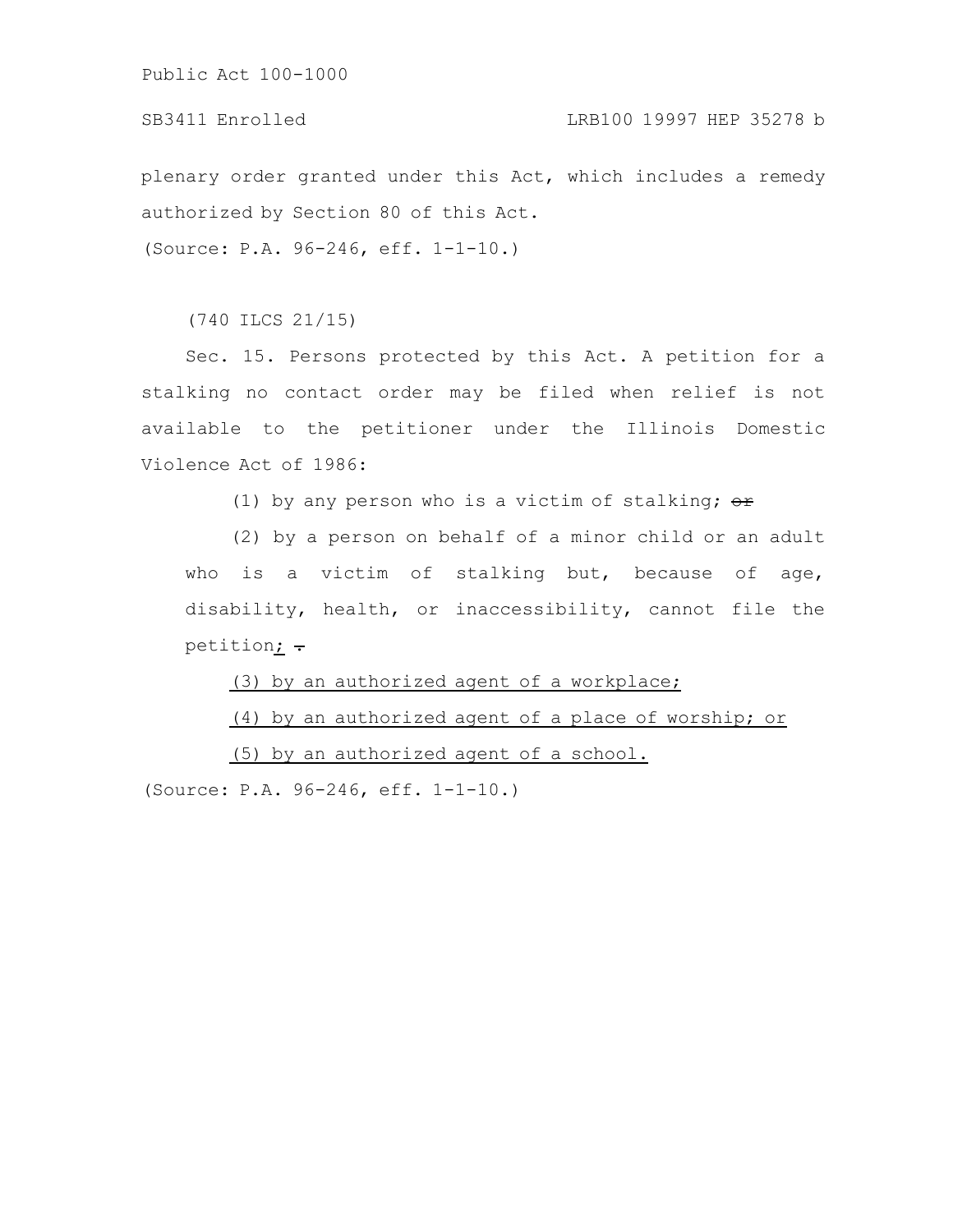plenary order granted under this Act, which includes a remedy authorized by Section 80 of this Act.

(Source: P.A. 96-246, eff. 1-1-10.)

(740 ILCS 21/15)

Sec. 15. Persons protected by this Act. A petition for a stalking no contact order may be filed when relief is not available to the petitioner under the Illinois Domestic Violence Act of 1986:

(1) by any person who is a victim of stalking; ~~or~~

(2) by a person on behalf of a minor child or an adult who is a victim of stalking but, because of age, disability, health, or inaccessibility, cannot file the petition<u>;</u> ~~.~~

<u>(3) by an authorized agent of a workplace;</u>

<u>(4) by an authorized agent of a place of worship; or</u>

<u>(5) by an authorized agent of a school.</u>

(Source: P.A. 96-246, eff. 1-1-10.)